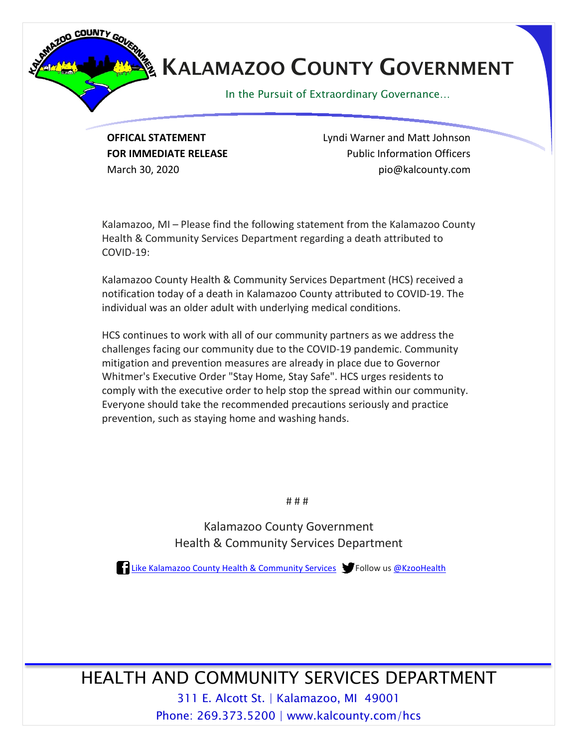# KALAMAZOO COUNTY GOVERNMENT

In the Pursuit of Extraordinary Governance…

**OFFICAL STATEMENT**
**FOR IMMEDIATE RELEASE**
March 30, 2020

Lyndi Warner and Matt Johnson
Public Information Officers
pio@kalcounty.com

Kalamazoo, MI – Please find the following statement from the Kalamazoo County Health & Community Services Department regarding a death attributed to COVID-19:

Kalamazoo County Health & Community Services Department (HCS) received a notification today of a death in Kalamazoo County attributed to COVID-19. The individual was an older adult with underlying medical conditions.

HCS continues to work with all of our community partners as we address the challenges facing our community due to the COVID-19 pandemic. Community mitigation and prevention measures are already in place due to Governor Whitmer's Executive Order "Stay Home, Stay Safe". HCS urges residents to comply with the executive order to help stop the spread within our community. Everyone should take the recommended precautions seriously and practice prevention, such as staying home and washing hands.

# # #

Kalamazoo County Government
Health & Community Services Department

Like Kalamazoo County Health & Community Services    Follow us @KzooHealth

HEALTH AND COMMUNITY SERVICES DEPARTMENT

311 E. Alcott St. | Kalamazoo, MI 49001
Phone: 269.373.5200 | www.kalcounty.com/hcs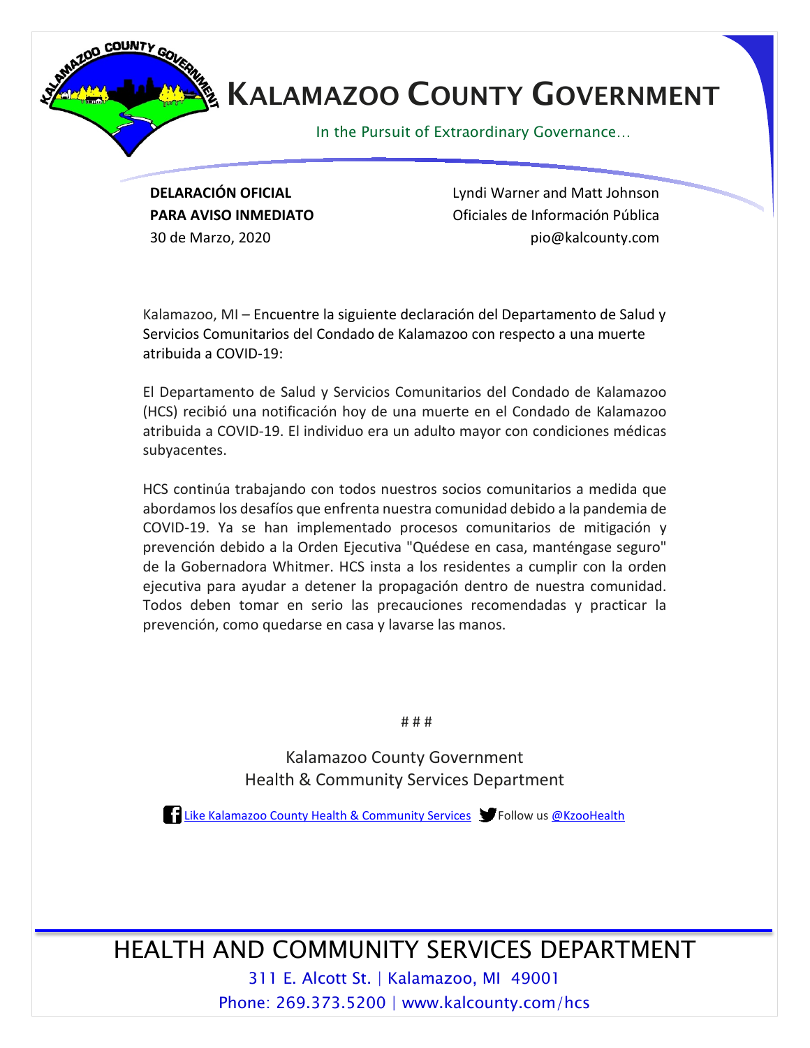# KALAMAZOO COUNTY GOVERNMENT

In the Pursuit of Extraordinary Governance…

**DELARACIÓN OFICIAL**
**PARA AVISO INMEDIATO**
30 de Marzo, 2020

Lyndi Warner and Matt Johnson
Oficiales de Información Pública
pio@kalcounty.com

Kalamazoo, MI – Encuentre la siguiente declaración del Departamento de Salud y Servicios Comunitarios del Condado de Kalamazoo con respecto a una muerte atribuida a COVID-19:

El Departamento de Salud y Servicios Comunitarios del Condado de Kalamazoo (HCS) recibió una notificación hoy de una muerte en el Condado de Kalamazoo atribuida a COVID-19. El individuo era un adulto mayor con condiciones médicas subyacentes.

HCS continúa trabajando con todos nuestros socios comunitarios a medida que abordamos los desafíos que enfrenta nuestra comunidad debido a la pandemia de COVID-19. Ya se han implementado procesos comunitarios de mitigación y prevención debido a la Orden Ejecutiva "Quédese en casa, manténgase seguro" de la Gobernadora Whitmer. HCS insta a los residentes a cumplir con la orden ejecutiva para ayudar a detener la propagación dentro de nuestra comunidad. Todos deben tomar en serio las precauciones recomendadas y practicar la prevención, como quedarse en casa y lavarse las manos.

# # #

Kalamazoo County Government
Health & Community Services Department

Like Kalamazoo County Health & Community Services Follow us @KzooHealth

HEALTH AND COMMUNITY SERVICES DEPARTMENT
311 E. Alcott St. | Kalamazoo, MI 49001
Phone: 269.373.5200 | www.kalcounty.com/hcs